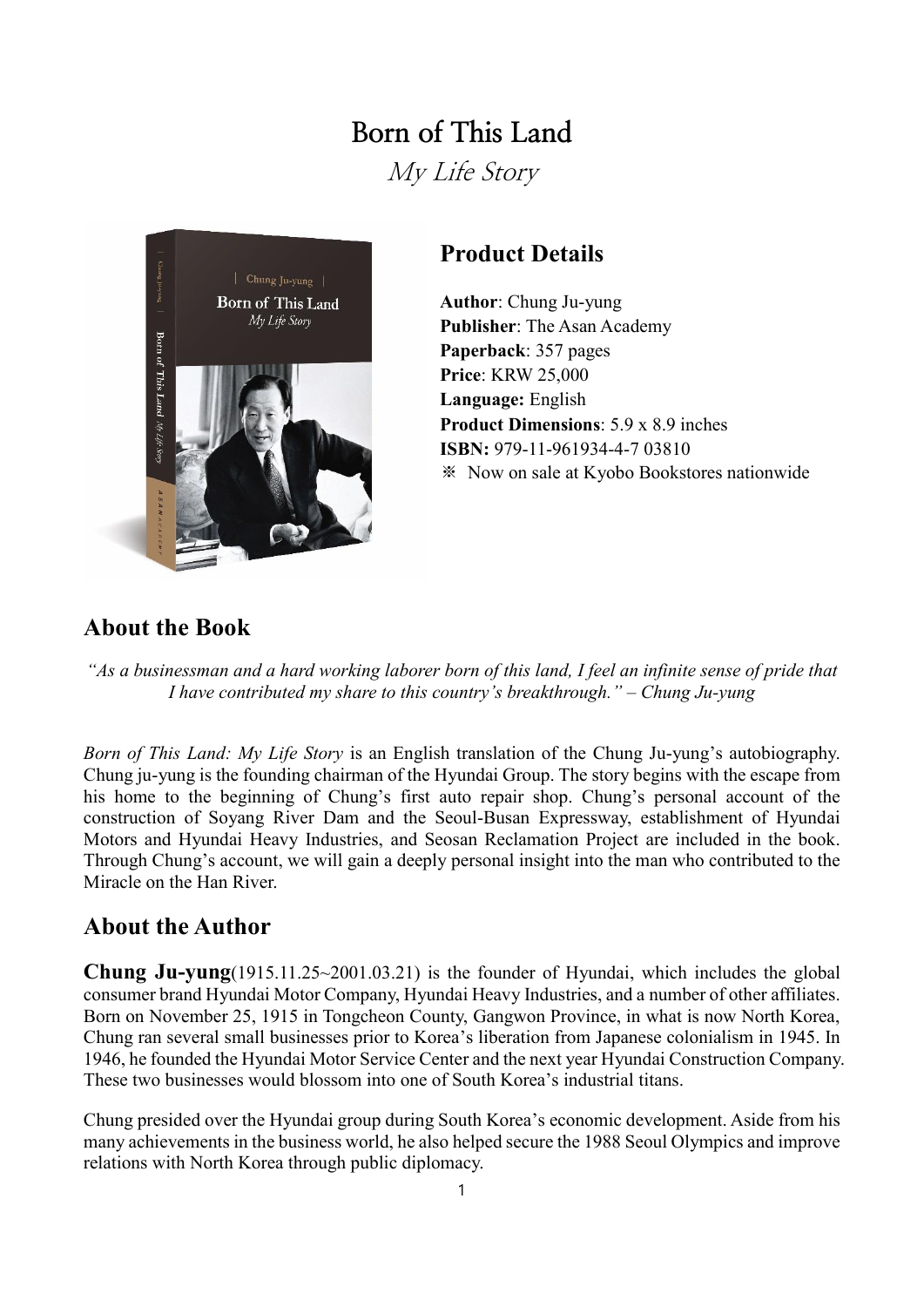# Born of This Land

*My Life Story*

## Product Details

**Author**: Chung Ju-yung
**Publisher**: The Asan Academy
**Paperback**: 357 pages
**Price**: KRW 25,000
**Language:** English
**Product Dimensions**: 5.9 x 8.9 inches
**ISBN:** 979-11-961934-4-7 03810
※ Now on sale at Kyobo Bookstores nationwide

## About the Book

*"As a businessman and a hard working laborer born of this land, I feel an infinite sense of pride that I have contributed my share to this country's breakthrough." – Chung Ju-yung*

*Born of This Land: My Life Story* is an English translation of the Chung Ju-yung's autobiography. Chung ju-yung is the founding chairman of the Hyundai Group. The story begins with the escape from his home to the beginning of Chung's first auto repair shop. Chung's personal account of the construction of Soyang River Dam and the Seoul-Busan Expressway, establishment of Hyundai Motors and Hyundai Heavy Industries, and Seosan Reclamation Project are included in the book. Through Chung's account, we will gain a deeply personal insight into the man who contributed to the Miracle on the Han River.

## About the Author

**Chung Ju-yung**(1915.11.25~2001.03.21) is the founder of Hyundai, which includes the global consumer brand Hyundai Motor Company, Hyundai Heavy Industries, and a number of other affiliates. Born on November 25, 1915 in Tongcheon County, Gangwon Province, in what is now North Korea, Chung ran several small businesses prior to Korea's liberation from Japanese colonialism in 1945. In 1946, he founded the Hyundai Motor Service Center and the next year Hyundai Construction Company. These two businesses would blossom into one of South Korea's industrial titans.

Chung presided over the Hyundai group during South Korea's economic development. Aside from his many achievements in the business world, he also helped secure the 1988 Seoul Olympics and improve relations with North Korea through public diplomacy.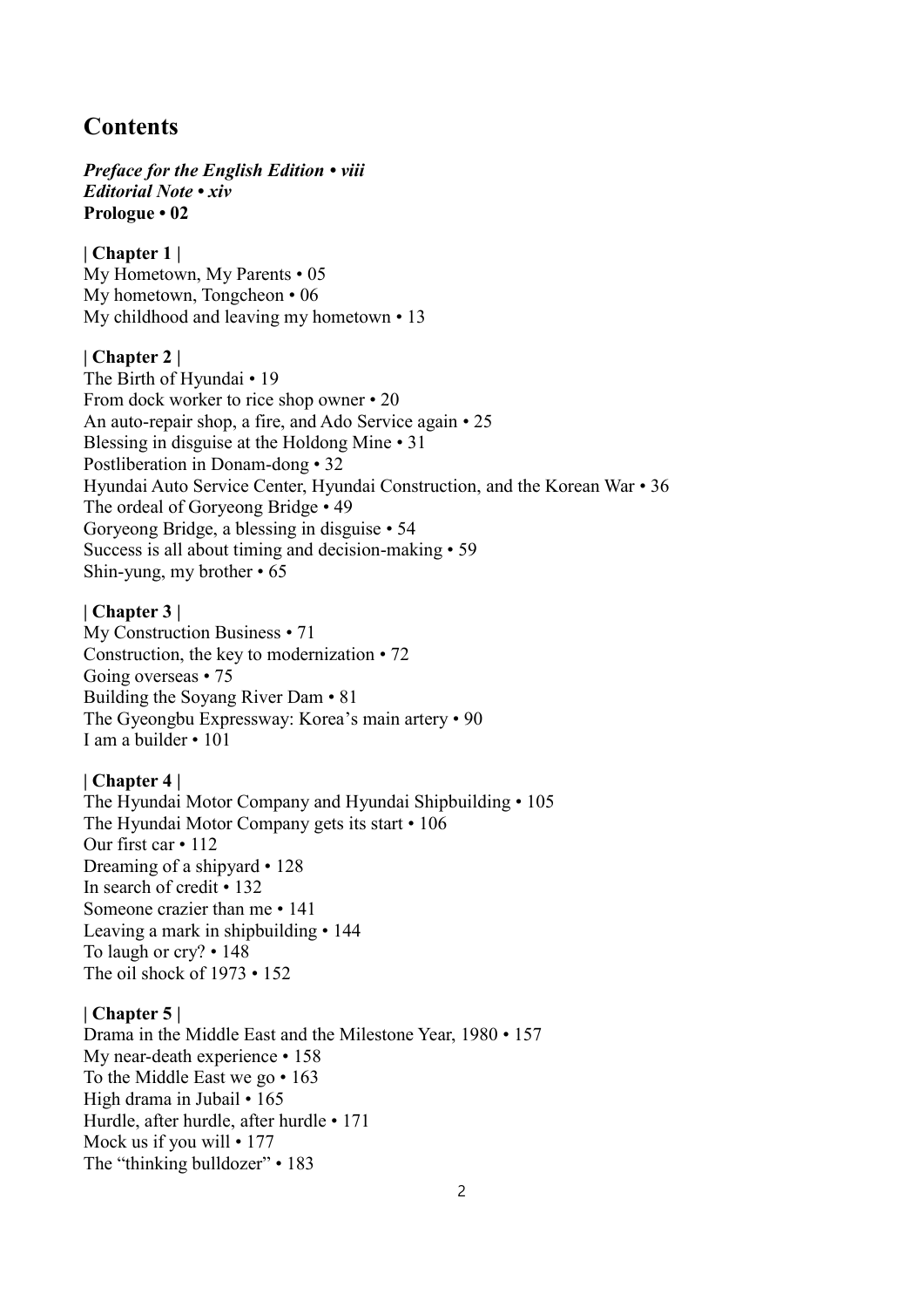# Contents

***Preface for the English Edition • viii***
***Editorial Note • xiv***
**Prologue • 02**

**| Chapter 1 |**
My Hometown, My Parents • 05
My hometown, Tongcheon • 06
My childhood and leaving my hometown • 13

**| Chapter 2 |**
The Birth of Hyundai • 19
From dock worker to rice shop owner • 20
An auto-repair shop, a fire, and Ado Service again • 25
Blessing in disguise at the Holdong Mine • 31
Postliberation in Donam-dong • 32
Hyundai Auto Service Center, Hyundai Construction, and the Korean War • 36
The ordeal of Goryeong Bridge • 49
Goryeong Bridge, a blessing in disguise • 54
Success is all about timing and decision-making • 59
Shin-yung, my brother • 65

**| Chapter 3 |**
My Construction Business • 71
Construction, the key to modernization • 72
Going overseas • 75
Building the Soyang River Dam • 81
The Gyeongbu Expressway: Korea's main artery • 90
I am a builder • 101

**| Chapter 4 |**
The Hyundai Motor Company and Hyundai Shipbuilding • 105
The Hyundai Motor Company gets its start • 106
Our first car • 112
Dreaming of a shipyard • 128
In search of credit • 132
Someone crazier than me • 141
Leaving a mark in shipbuilding • 144
To laugh or cry? • 148
The oil shock of 1973 • 152

**| Chapter 5 |**
Drama in the Middle East and the Milestone Year, 1980 • 157
My near-death experience • 158
To the Middle East we go • 163
High drama in Jubail • 165
Hurdle, after hurdle, after hurdle • 171
Mock us if you will • 177
The "thinking bulldozer" • 183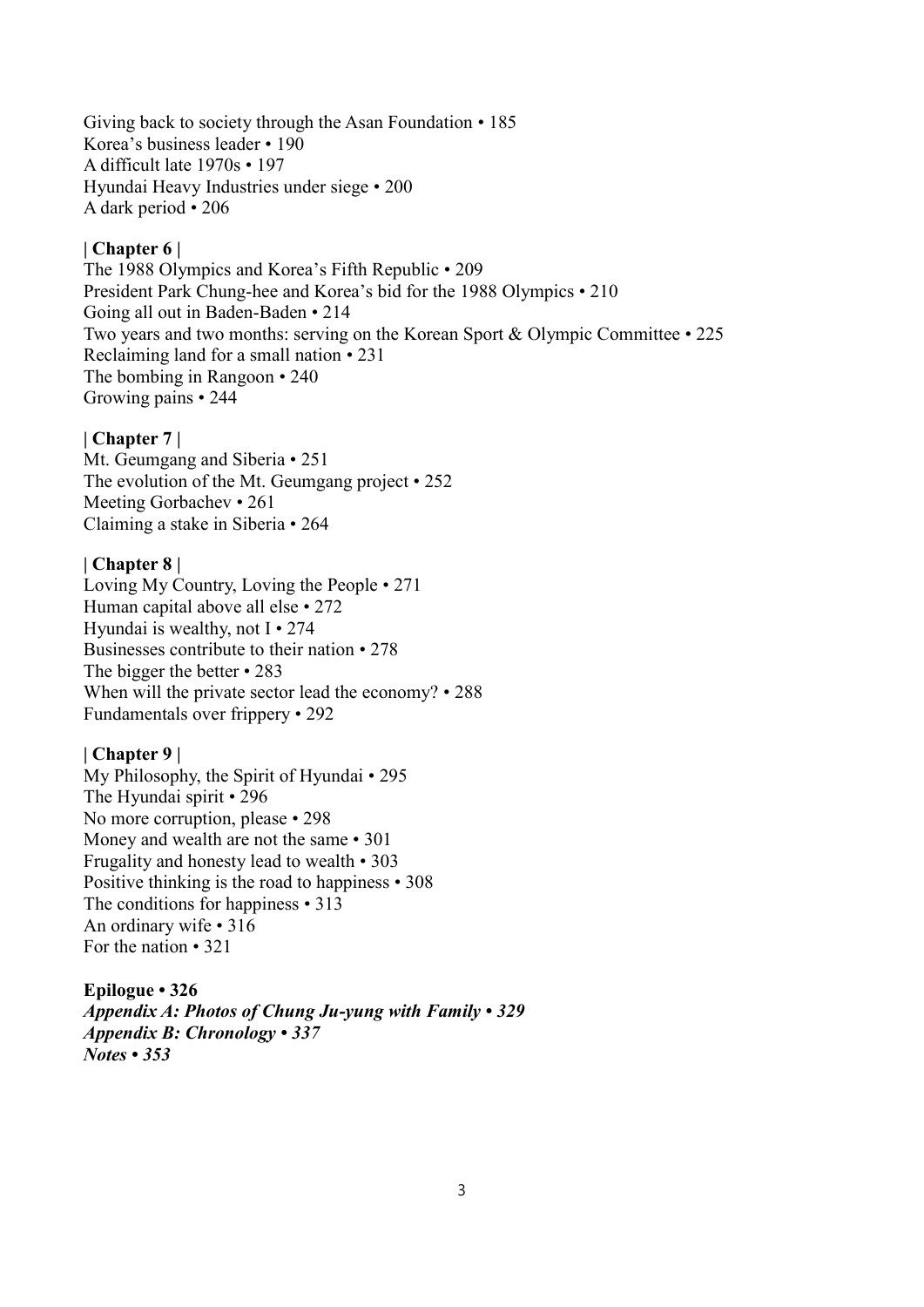Giving back to society through the Asan Foundation • 185
Korea's business leader • 190
A difficult late 1970s • 197
Hyundai Heavy Industries under siege • 200
A dark period • 206

**| Chapter 6 |**
The 1988 Olympics and Korea's Fifth Republic • 209
President Park Chung-hee and Korea's bid for the 1988 Olympics • 210
Going all out in Baden-Baden • 214
Two years and two months: serving on the Korean Sport & Olympic Committee • 225
Reclaiming land for a small nation • 231
The bombing in Rangoon • 240
Growing pains • 244

**| Chapter 7 |**
Mt. Geumgang and Siberia • 251
The evolution of the Mt. Geumgang project • 252
Meeting Gorbachev • 261
Claiming a stake in Siberia • 264

**| Chapter 8 |**
Loving My Country, Loving the People • 271
Human capital above all else • 272
Hyundai is wealthy, not I • 274
Businesses contribute to their nation • 278
The bigger the better • 283
When will the private sector lead the economy? • 288
Fundamentals over frippery • 292

**| Chapter 9 |**
My Philosophy, the Spirit of Hyundai • 295
The Hyundai spirit • 296
No more corruption, please • 298
Money and wealth are not the same • 301
Frugality and honesty lead to wealth • 303
Positive thinking is the road to happiness • 308
The conditions for happiness • 313
An ordinary wife • 316
For the nation • 321

**Epilogue • 326**
***Appendix A: Photos of Chung Ju-yung with Family • 329***
***Appendix B: Chronology • 337***
***Notes • 353***